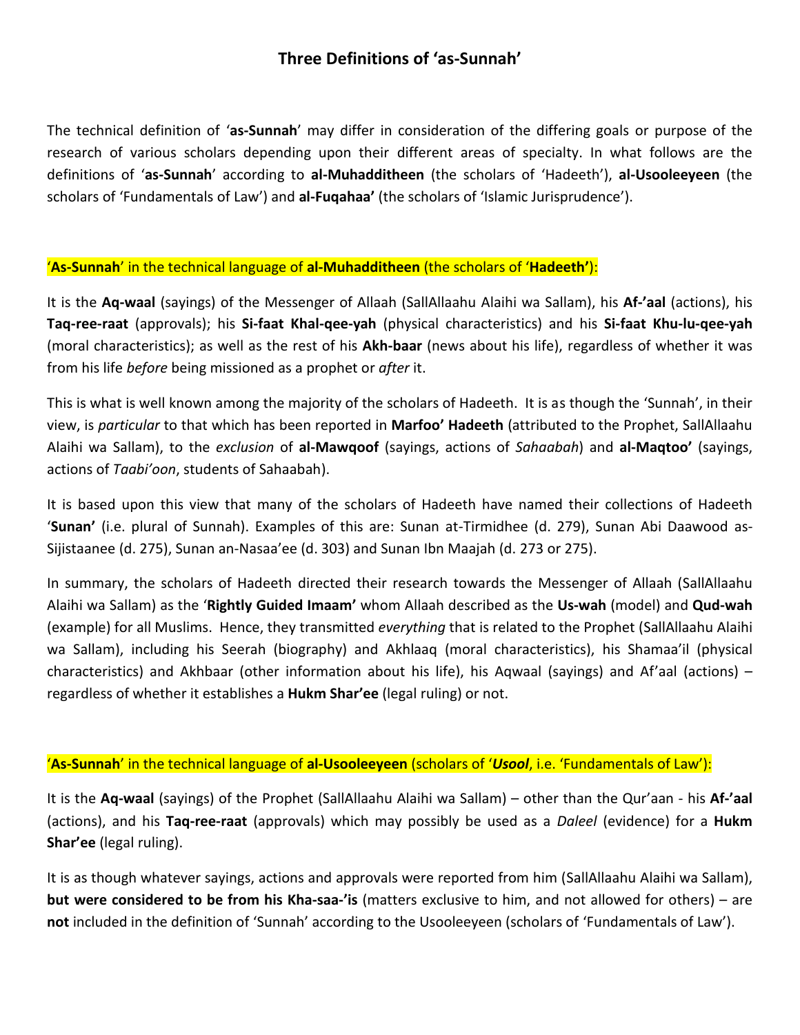# Three Definitions of 'as-Sunnah'

The technical definition of '**as-Sunnah**' may differ in consideration of the differing goals or purpose of the research of various scholars depending upon their different areas of specialty. In what follows are the definitions of '**as-Sunnah**' according to **al-Muhadditheen** (the scholars of 'Hadeeth'), **al-Usooleeyeen** (the scholars of 'Fundamentals of Law') and **al-Fuqahaa'** (the scholars of 'Islamic Jurisprudence').

## '**As-Sunnah**' in the technical language of **al-Muhadditheen** (the scholars of '**Hadeeth'**):

It is the **Aq-waal** (sayings) of the Messenger of Allaah (SallAllaahu Alaihi wa Sallam), his **Af-'aal** (actions), his **Taq-ree-raat** (approvals); his **Si-faat Khal-qee-yah** (physical characteristics) and his **Si-faat Khu-lu-qee-yah** (moral characteristics); as well as the rest of his **Akh-baar** (news about his life), regardless of whether it was from his life *before* being missioned as a prophet or *after* it.

This is what is well known among the majority of the scholars of Hadeeth. It is as though the 'Sunnah', in their view, is *particular* to that which has been reported in **Marfoo' Hadeeth** (attributed to the Prophet, SallAllaahu Alaihi wa Sallam), to the *exclusion* of **al-Mawqoof** (sayings, actions of *Sahaabah*) and **al-Maqtoo'** (sayings, actions of *Taabi'oon*, students of Sahaabah).

It is based upon this view that many of the scholars of Hadeeth have named their collections of Hadeeth '**Sunan'** (i.e. plural of Sunnah). Examples of this are: Sunan at-Tirmidhee (d. 279), Sunan Abi Daawood as-Sijistaanee (d. 275), Sunan an-Nasaa'ee (d. 303) and Sunan Ibn Maajah (d. 273 or 275).

In summary, the scholars of Hadeeth directed their research towards the Messenger of Allaah (SallAllaahu Alaihi wa Sallam) as the '**Rightly Guided Imaam'** whom Allaah described as the **Us-wah** (model) and **Qud-wah** (example) for all Muslims. Hence, they transmitted *everything* that is related to the Prophet (SallAllaahu Alaihi wa Sallam), including his Seerah (biography) and Akhlaaq (moral characteristics), his Shamaa'il (physical characteristics) and Akhbaar (other information about his life), his Aqwaal (sayings) and Af'aal (actions) – regardless of whether it establishes a **Hukm Shar'ee** (legal ruling) or not.

## '**As-Sunnah**' in the technical language of **al-Usooleeyeen** (scholars of '***Usool***, i.e. 'Fundamentals of Law'):

It is the **Aq-waal** (sayings) of the Prophet (SallAllaahu Alaihi wa Sallam) – other than the Qur'aan - his **Af-'aal** (actions), and his **Taq-ree-raat** (approvals) which may possibly be used as a *Daleel* (evidence) for a **Hukm Shar'ee** (legal ruling).

It is as though whatever sayings, actions and approvals were reported from him (SallAllaahu Alaihi wa Sallam), **but were considered to be from his Kha-saa-'is** (matters exclusive to him, and not allowed for others) – are **not** included in the definition of 'Sunnah' according to the Usooleeyeen (scholars of 'Fundamentals of Law').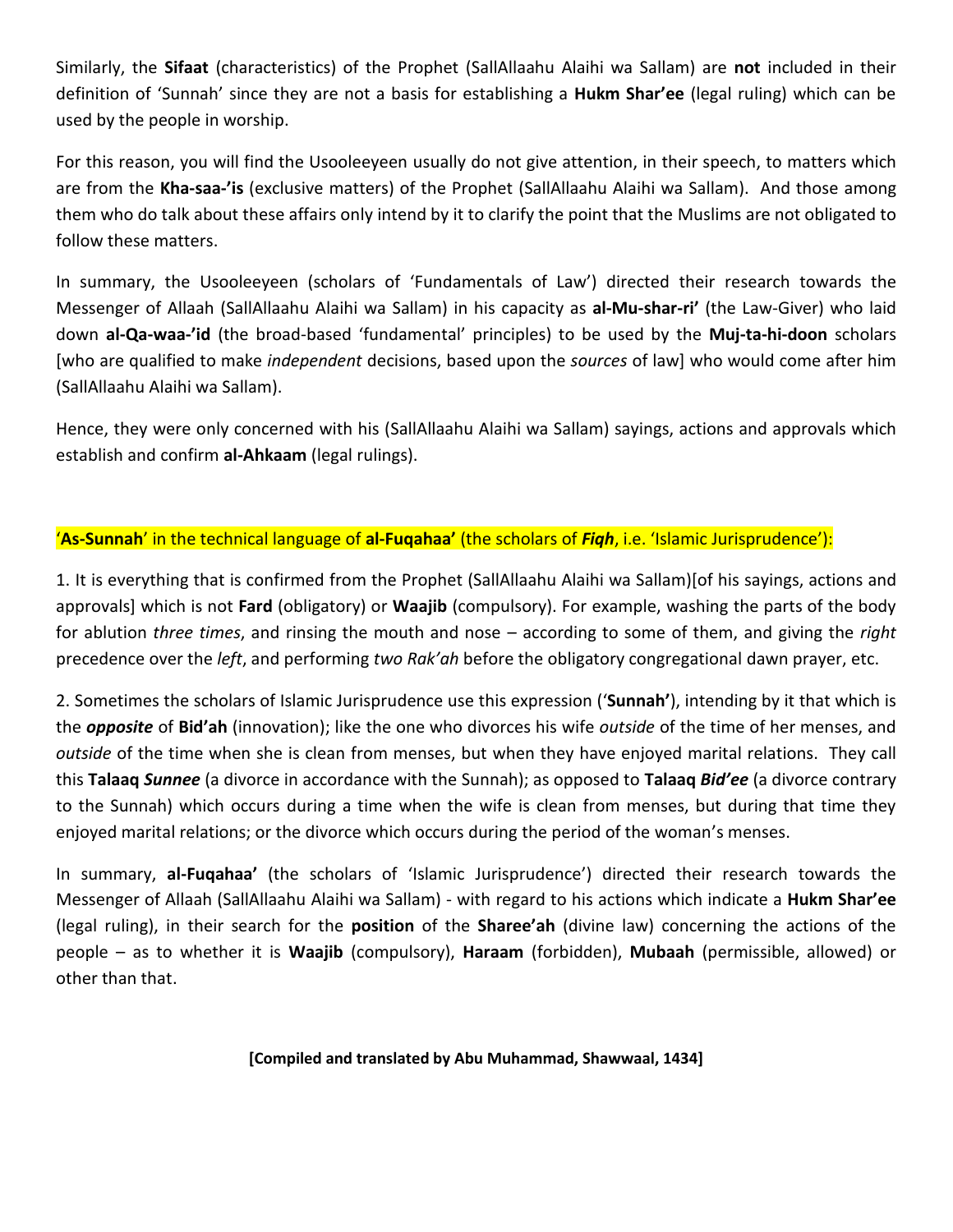Similarly, the **Sifaat** (characteristics) of the Prophet (SallAllaahu Alaihi wa Sallam) are **not** included in their definition of 'Sunnah' since they are not a basis for establishing a **Hukm Shar'ee** (legal ruling) which can be used by the people in worship.

For this reason, you will find the Usooleeyeen usually do not give attention, in their speech, to matters which are from the **Kha-saa-'is** (exclusive matters) of the Prophet (SallAllaahu Alaihi wa Sallam). And those among them who do talk about these affairs only intend by it to clarify the point that the Muslims are not obligated to follow these matters.

In summary, the Usooleeyeen (scholars of 'Fundamentals of Law') directed their research towards the Messenger of Allaah (SallAllaahu Alaihi wa Sallam) in his capacity as **al-Mu-shar-ri'** (the Law-Giver) who laid down **al-Qa-waa-'id** (the broad-based 'fundamental' principles) to be used by the **Muj-ta-hi-doon** scholars [who are qualified to make *independent* decisions, based upon the *sources* of law] who would come after him (SallAllaahu Alaihi wa Sallam).

Hence, they were only concerned with his (SallAllaahu Alaihi wa Sallam) sayings, actions and approvals which establish and confirm **al-Ahkaam** (legal rulings).

'**As-Sunnah**' in the technical language of **al-Fuqahaa'** (the scholars of ***Fiqh***, i.e. 'Islamic Jurisprudence'):

1. It is everything that is confirmed from the Prophet (SallAllaahu Alaihi wa Sallam)[of his sayings, actions and approvals] which is not **Fard** (obligatory) or **Waajib** (compulsory). For example, washing the parts of the body for ablution *three times*, and rinsing the mouth and nose – according to some of them, and giving the *right* precedence over the *left*, and performing *two Rak'ah* before the obligatory congregational dawn prayer, etc.

2. Sometimes the scholars of Islamic Jurisprudence use this expression ('**Sunnah'**), intending by it that which is the ***opposite*** of **Bid'ah** (innovation); like the one who divorces his wife *outside* of the time of her menses, and *outside* of the time when she is clean from menses, but when they have enjoyed marital relations. They call this **Talaaq *Sunnee*** (a divorce in accordance with the Sunnah); as opposed to **Talaaq *Bid'ee*** (a divorce contrary to the Sunnah) which occurs during a time when the wife is clean from menses, but during that time they enjoyed marital relations; or the divorce which occurs during the period of the woman's menses.

In summary, **al-Fuqahaa'** (the scholars of 'Islamic Jurisprudence') directed their research towards the Messenger of Allaah (SallAllaahu Alaihi wa Sallam) - with regard to his actions which indicate a **Hukm Shar'ee** (legal ruling), in their search for the **position** of the **Sharee'ah** (divine law) concerning the actions of the people – as to whether it is **Waajib** (compulsory), **Haraam** (forbidden), **Mubaah** (permissible, allowed) or other than that.

**[Compiled and translated by Abu Muhammad, Shawwaal, 1434]**